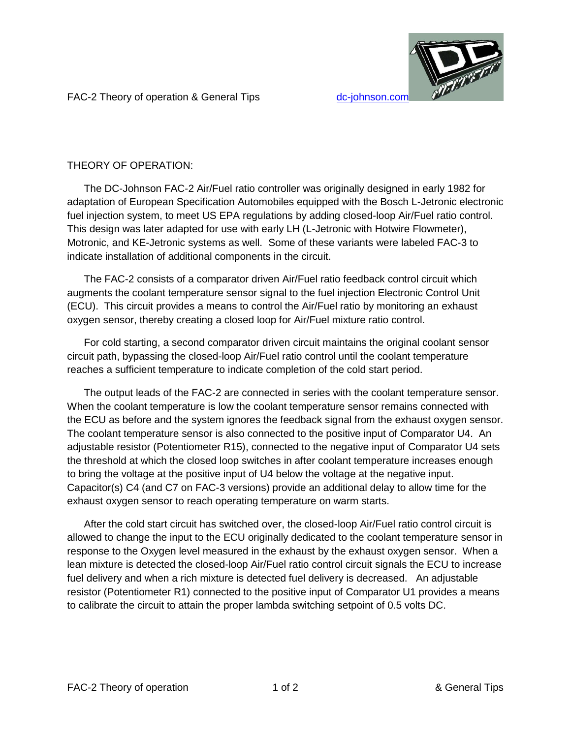FAC-2 Theory of operation & General Tips dc-johnson.com

## THEORY OF OPERATION:

The DC-Johnson FAC-2 Air/Fuel ratio controller was originally designed in early 1982 for adaptation of European Specification Automobiles equipped with the Bosch L-Jetronic electronic fuel injection system, to meet US EPA regulations by adding closed-loop Air/Fuel ratio control. This design was later adapted for use with early LH (L-Jetronic with Hotwire Flowmeter), Motronic, and KE-Jetronic systems as well. Some of these variants were labeled FAC-3 to indicate installation of additional components in the circuit.

The FAC-2 consists of a comparator driven Air/Fuel ratio feedback control circuit which augments the coolant temperature sensor signal to the fuel injection Electronic Control Unit (ECU). This circuit provides a means to control the Air/Fuel ratio by monitoring an exhaust oxygen sensor, thereby creating a closed loop for Air/Fuel mixture ratio control.

For cold starting, a second comparator driven circuit maintains the original coolant sensor circuit path, bypassing the closed-loop Air/Fuel ratio control until the coolant temperature reaches a sufficient temperature to indicate completion of the cold start period.

The output leads of the FAC-2 are connected in series with the coolant temperature sensor. When the coolant temperature is low the coolant temperature sensor remains connected with the ECU as before and the system ignores the feedback signal from the exhaust oxygen sensor. The coolant temperature sensor is also connected to the positive input of Comparator U4. An adjustable resistor (Potentiometer R15), connected to the negative input of Comparator U4 sets the threshold at which the closed loop switches in after coolant temperature increases enough to bring the voltage at the positive input of U4 below the voltage at the negative input. Capacitor(s) C4 (and C7 on FAC-3 versions) provide an additional delay to allow time for the exhaust oxygen sensor to reach operating temperature on warm starts.

After the cold start circuit has switched over, the closed-loop Air/Fuel ratio control circuit is allowed to change the input to the ECU originally dedicated to the coolant temperature sensor in response to the Oxygen level measured in the exhaust by the exhaust oxygen sensor. When a lean mixture is detected the closed-loop Air/Fuel ratio control circuit signals the ECU to increase fuel delivery and when a rich mixture is detected fuel delivery is decreased. An adjustable resistor (Potentiometer R1) connected to the positive input of Comparator U1 provides a means to calibrate the circuit to attain the proper lambda switching setpoint of 0.5 volts DC.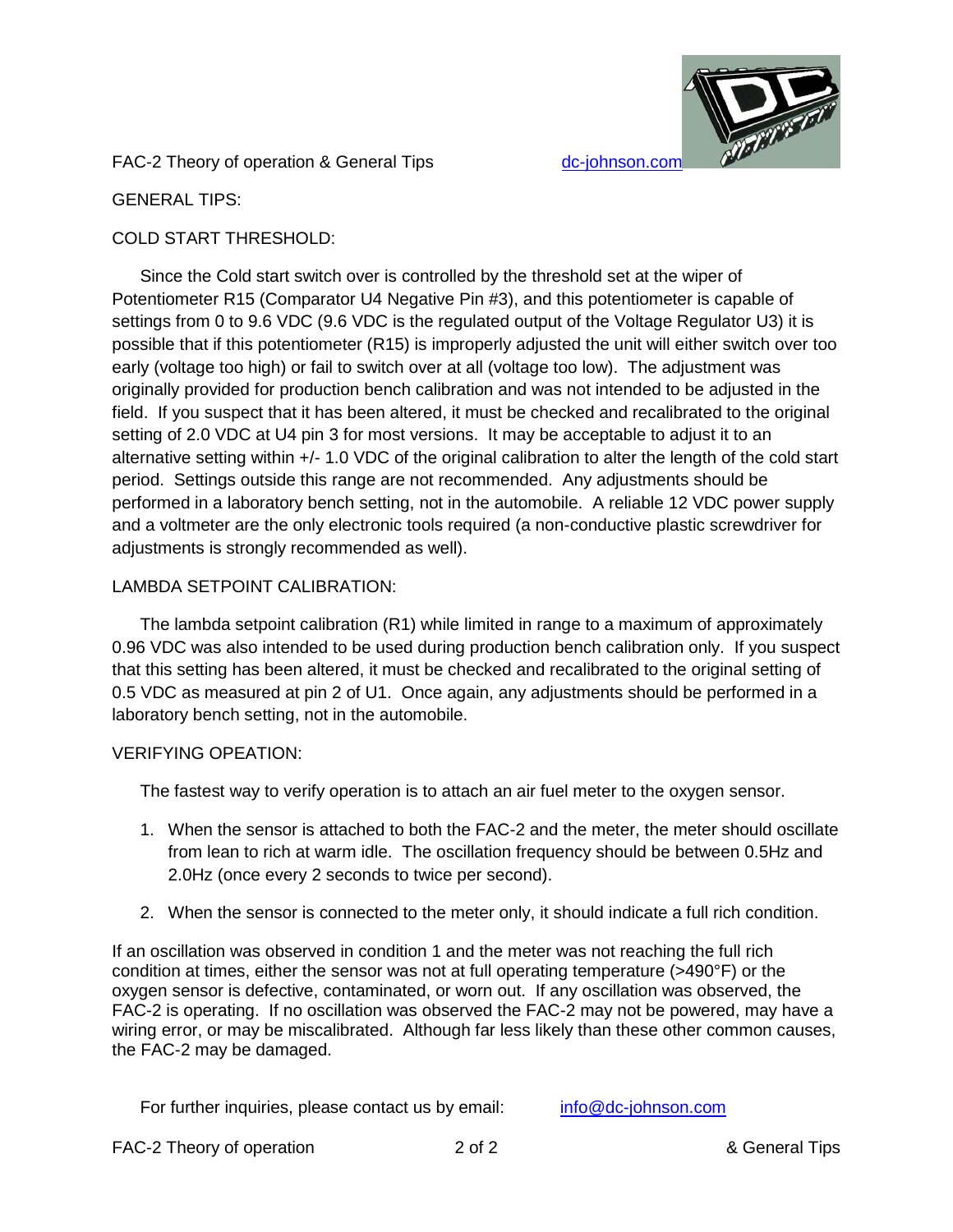FAC-2 Theory of operation & General Tips dc-johnson.com

GENERAL TIPS:

COLD START THRESHOLD:

Since the Cold start switch over is controlled by the threshold set at the wiper of Potentiometer R15 (Comparator U4 Negative Pin #3), and this potentiometer is capable of settings from 0 to 9.6 VDC (9.6 VDC is the regulated output of the Voltage Regulator U3) it is possible that if this potentiometer (R15) is improperly adjusted the unit will either switch over too early (voltage too high) or fail to switch over at all (voltage too low). The adjustment was originally provided for production bench calibration and was not intended to be adjusted in the field. If you suspect that it has been altered, it must be checked and recalibrated to the original setting of 2.0 VDC at U4 pin 3 for most versions. It may be acceptable to adjust it to an alternative setting within +/- 1.0 VDC of the original calibration to alter the length of the cold start period. Settings outside this range are not recommended. Any adjustments should be performed in a laboratory bench setting, not in the automobile. A reliable 12 VDC power supply and a voltmeter are the only electronic tools required (a non-conductive plastic screwdriver for adjustments is strongly recommended as well).

LAMBDA SETPOINT CALIBRATION:

The lambda setpoint calibration (R1) while limited in range to a maximum of approximately 0.96 VDC was also intended to be used during production bench calibration only. If you suspect that this setting has been altered, it must be checked and recalibrated to the original setting of 0.5 VDC as measured at pin 2 of U1. Once again, any adjustments should be performed in a laboratory bench setting, not in the automobile.

VERIFYING OPEATION:

The fastest way to verify operation is to attach an air fuel meter to the oxygen sensor.

1. When the sensor is attached to both the FAC-2 and the meter, the meter should oscillate from lean to rich at warm idle. The oscillation frequency should be between 0.5Hz and 2.0Hz (once every 2 seconds to twice per second).

2. When the sensor is connected to the meter only, it should indicate a full rich condition.

If an oscillation was observed in condition 1 and the meter was not reaching the full rich condition at times, either the sensor was not at full operating temperature (>490°F) or the oxygen sensor is defective, contaminated, or worn out. If any oscillation was observed, the FAC-2 is operating. If no oscillation was observed the FAC-2 may not be powered, may have a wiring error, or may be miscalibrated. Although far less likely than these other common causes, the FAC-2 may be damaged.

For further inquiries, please contact us by email: info@dc-johnson.com